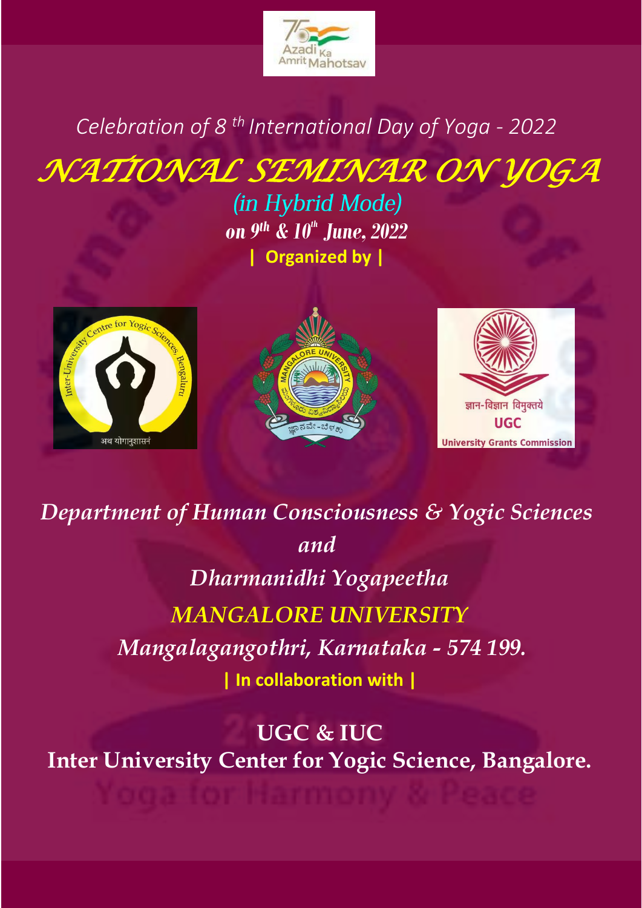*Celebration of 8 th International Day of Yoga - 2022*

# *NATIONAL SEMINAR ON YOGA*

*(in Hybrid Mode)*

***on 9th & 10th June, 2022***

**| Organized by |**

*Department of Human Consciousness & Yogic Sciences*

*and*

*Dharmanidhi Yogapeetha*

*MANGALORE UNIVERSITY*

*Mangalagangothri, Karnataka - 574 199.*

**| In collaboration with |**

**UGC & IUC**

**Inter University Center for Yogic Science, Bangalore.**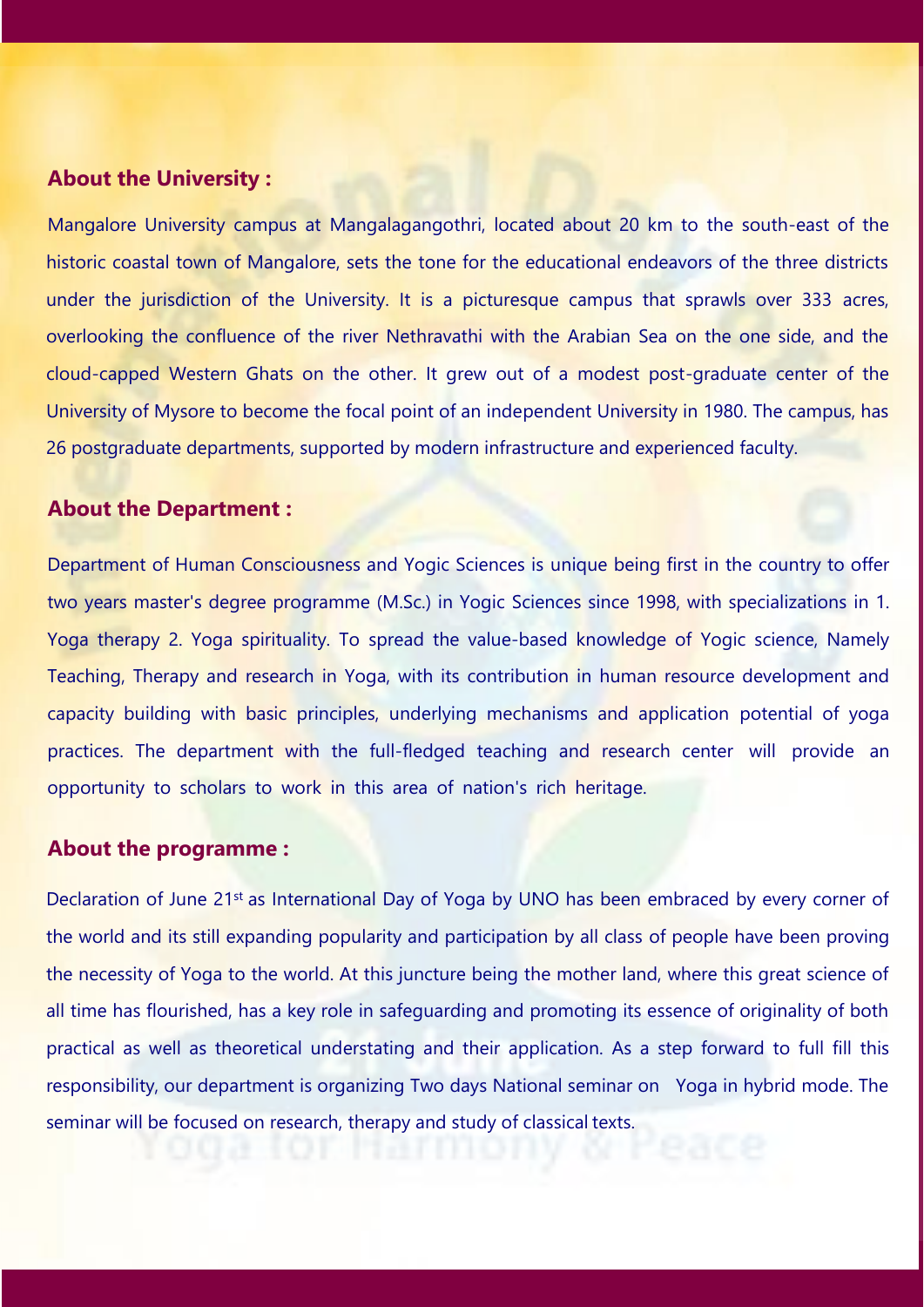## About the University :

Mangalore University campus at Mangalagangothri, located about 20 km to the south-east of the historic coastal town of Mangalore, sets the tone for the educational endeavors of the three districts under the jurisdiction of the University. It is a picturesque campus that sprawls over 333 acres, overlooking the confluence of the river Nethravathi with the Arabian Sea on the one side, and the cloud-capped Western Ghats on the other. It grew out of a modest post-graduate center of the University of Mysore to become the focal point of an independent University in 1980. The campus, has 26 postgraduate departments, supported by modern infrastructure and experienced faculty.

## About the Department :

Department of Human Consciousness and Yogic Sciences is unique being first in the country to offer two years master's degree programme (M.Sc.) in Yogic Sciences since 1998, with specializations in 1. Yoga therapy 2. Yoga spirituality. To spread the value-based knowledge of Yogic science, Namely Teaching, Therapy and research in Yoga, with its contribution in human resource development and capacity building with basic principles, underlying mechanisms and application potential of yoga practices. The department with the full-fledged teaching and research center will provide an opportunity to scholars to work in this area of nation's rich heritage.

## About the programme :

Declaration of June 21st as International Day of Yoga by UNO has been embraced by every corner of the world and its still expanding popularity and participation by all class of people have been proving the necessity of Yoga to the world. At this juncture being the mother land, where this great science of all time has flourished, has a key role in safeguarding and promoting its essence of originality of both practical as well as theoretical understating and their application. As a step forward to full fill this responsibility, our department is organizing Two days National seminar on Yoga in hybrid mode. The seminar will be focused on research, therapy and study of classical texts.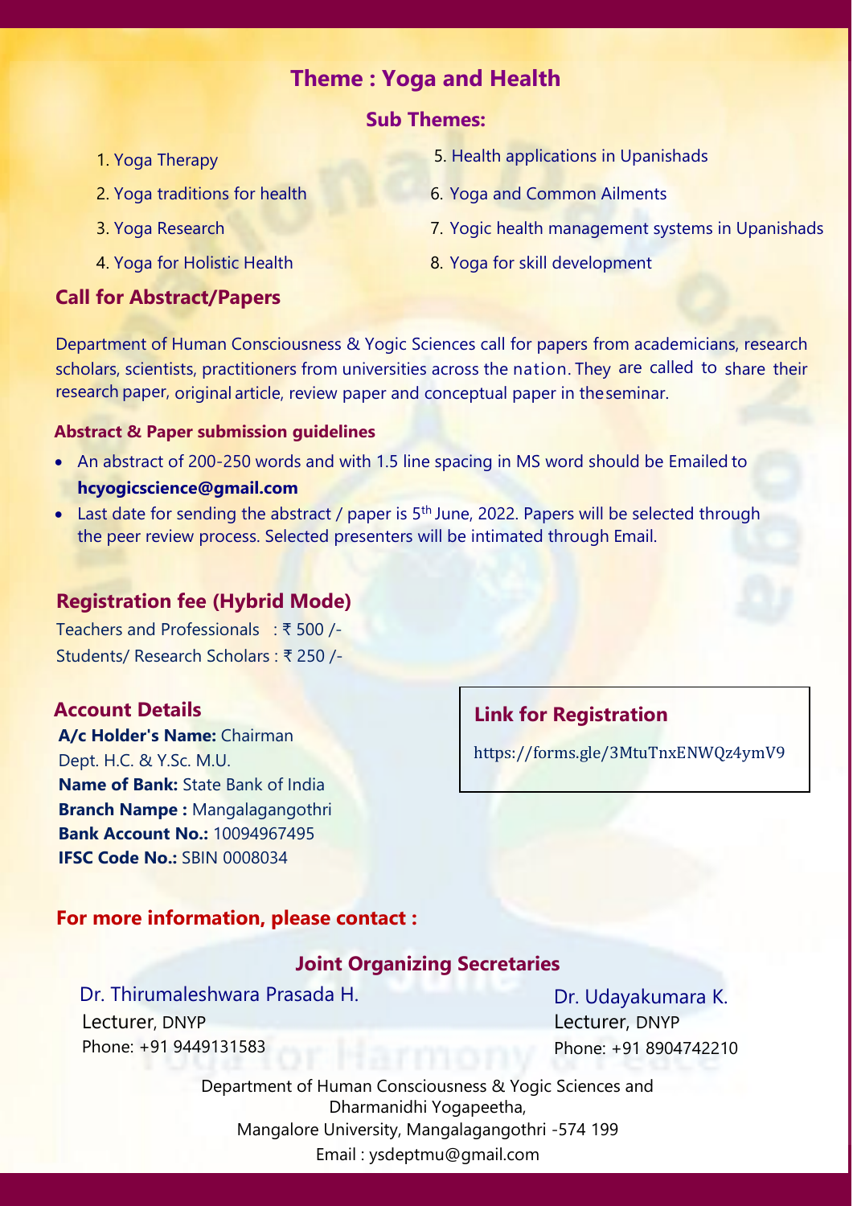# Theme : Yoga and Health

## Sub Themes:

1. Yoga Therapy
2. Yoga traditions for health
3. Yoga Research
4. Yoga for Holistic Health
5. Health applications in Upanishads
6. Yoga and Common Ailments
7. Yogic health management systems in Upanishads
8. Yoga for skill development

## Call for Abstract/Papers

Department of Human Consciousness & Yogic Sciences call for papers from academicians, research scholars, scientists, practitioners from universities across the nation. They are called to share their research paper, original article, review paper and conceptual paper in the seminar.

### Abstract & Paper submission guidelines

- An abstract of 200-250 words and with 1.5 line spacing in MS word should be Emailed to **hcyogicscience@gmail.com**
- Last date for sending the abstract / paper is 5th June, 2022. Papers will be selected through the peer review process. Selected presenters will be intimated through Email.

## Registration fee (Hybrid Mode)

Teachers and Professionals : ₹ 500 /-
Students/ Research Scholars : ₹ 250 /-

## Account Details

**A/c Holder's Name:** Chairman
Dept. H.C. & Y.Sc. M.U.
**Name of Bank:** State Bank of India
**Branch Nampe :** Mangalagangothri
**Bank Account No.:** 10094967495
**IFSC Code No.:** SBIN 0008034

## Link for Registration

https://forms.gle/3MtuTnxENWQz4ymV9

## For more information, please contact :

### Joint Organizing Secretaries

Dr. Thirumaleshwara Prasada H.
Lecturer, DNYP
Phone: +91 9449131583

Dr. Udayakumara K.
Lecturer, DNYP
Phone: +91 8904742210

Department of Human Consciousness & Yogic Sciences and
Dharmanidhi Yogapeetha,
Mangalore University, Mangalagangothri -574 199
Email : ysdeptmu@gmail.com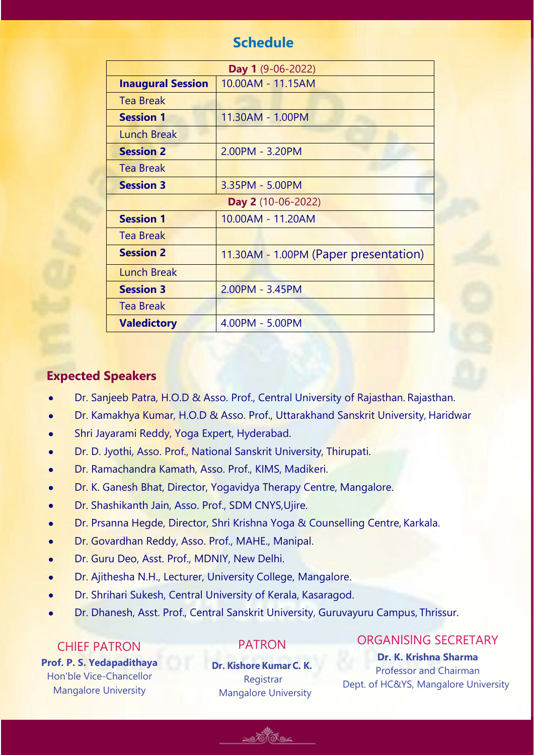# Schedule

| | |
|---|---|
| **Day 1** (9-06-2022) | |
| **Inaugural Session** | 10.00AM - 11.15AM |
| Tea Break | |
| **Session 1** | 11.30AM - 1.00PM |
| Lunch Break | |
| **Session 2** | 2.00PM - 3.20PM |
| Tea Break | |
| **Session 3** | 3.35PM - 5.00PM |
| **Day 2** (10-06-2022) | |
| **Session 1** | 10.00AM - 11.20AM |
| Tea Break | |
| **Session 2** | 11.30AM - 1.00PM (Paper presentation) |
| Lunch Break | |
| **Session 3** | 2.00PM - 3.45PM |
| Tea Break | |
| **Valedictory** | 4.00PM - 5.00PM |

## Expected Speakers

- Dr. Sanjeeb Patra, H.O.D & Asso. Prof., Central University of Rajasthan. Rajasthan.
- Dr. Kamakhya Kumar, H.O.D & Asso. Prof., Uttarakhand Sanskrit University, Haridwar
- Shri Jayarami Reddy, Yoga Expert, Hyderabad.
- Dr. D. Jyothi, Asso. Prof., National Sanskrit University, Thirupati.
- Dr. Ramachandra Kamath, Asso. Prof., KIMS, Madikeri.
- Dr. K. Ganesh Bhat, Director, Yogavidya Therapy Centre, Mangalore.
- Dr. Shashikanth Jain, Asso. Prof., SDM CNYS,Ujire.
- Dr. Prsanna Hegde, Director, Shri Krishna Yoga & Counselling Centre, Karkala.
- Dr. Govardhan Reddy, Asso. Prof., MAHE., Manipal.
- Dr. Guru Deo, Asst. Prof., MDNIY, New Delhi.
- Dr. Ajithesha N.H., Lecturer, University College, Mangalore.
- Dr. Shrihari Sukesh, Central University of Kerala, Kasaragod.
- Dr. Dhanesh, Asst. Prof., Central Sanskrit University, Guruvayuru Campus, Thrissur.

CHIEF PATRON
**Prof. P. S. Yedapadithaya**
Hon'ble Vice-Chancellor
Mangalore University

PATRON
**Dr. Kishore Kumar C. K.**
Registrar
Mangalore University

ORGANISING SECRETARY
**Dr. K. Krishna Sharma**
Professor and Chairman
Dept. of HC&YS, Mangalore University